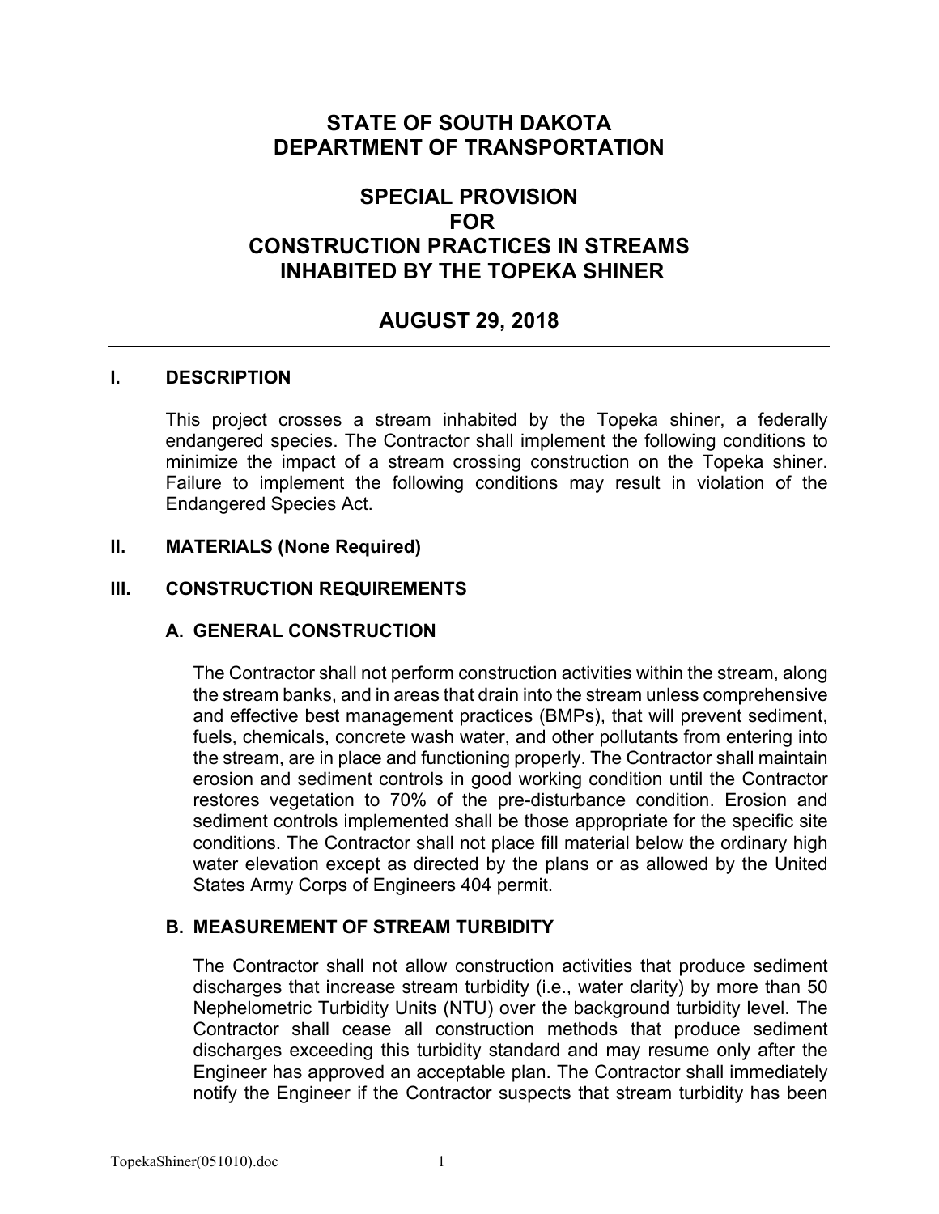# STATE OF SOUTH DAKOTA
# DEPARTMENT OF TRANSPORTATION

# SPECIAL PROVISION FOR CONSTRUCTION PRACTICES IN STREAMS INHABITED BY THE TOPEKA SHINER

## AUGUST 29, 2018

---

## I. DESCRIPTION

This project crosses a stream inhabited by the Topeka shiner, a federally endangered species. The Contractor shall implement the following conditions to minimize the impact of a stream crossing construction on the Topeka shiner. Failure to implement the following conditions may result in violation of the Endangered Species Act.

## II. MATERIALS (None Required)

## III. CONSTRUCTION REQUIREMENTS

### A. GENERAL CONSTRUCTION

The Contractor shall not perform construction activities within the stream, along the stream banks, and in areas that drain into the stream unless comprehensive and effective best management practices (BMPs), that will prevent sediment, fuels, chemicals, concrete wash water, and other pollutants from entering into the stream, are in place and functioning properly. The Contractor shall maintain erosion and sediment controls in good working condition until the Contractor restores vegetation to 70% of the pre-disturbance condition. Erosion and sediment controls implemented shall be those appropriate for the specific site conditions. The Contractor shall not place fill material below the ordinary high water elevation except as directed by the plans or as allowed by the United States Army Corps of Engineers 404 permit.

### B. MEASUREMENT OF STREAM TURBIDITY

The Contractor shall not allow construction activities that produce sediment discharges that increase stream turbidity (i.e., water clarity) by more than 50 Nephelometric Turbidity Units (NTU) over the background turbidity level. The Contractor shall cease all construction methods that produce sediment discharges exceeding this turbidity standard and may resume only after the Engineer has approved an acceptable plan. The Contractor shall immediately notify the Engineer if the Contractor suspects that stream turbidity has been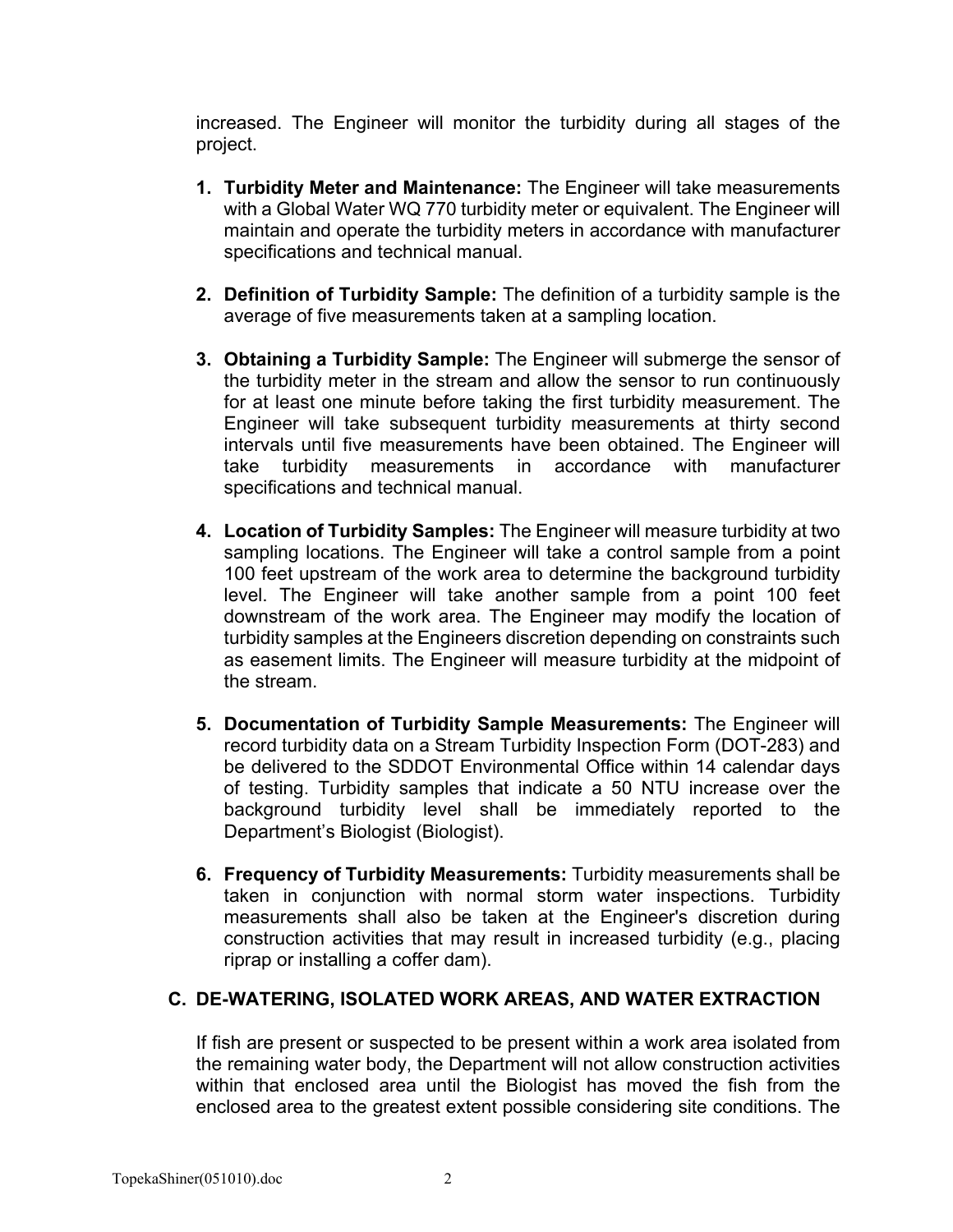increased. The Engineer will monitor the turbidity during all stages of the project.

1. **Turbidity Meter and Maintenance:** The Engineer will take measurements with a Global Water WQ 770 turbidity meter or equivalent. The Engineer will maintain and operate the turbidity meters in accordance with manufacturer specifications and technical manual.

2. **Definition of Turbidity Sample:** The definition of a turbidity sample is the average of five measurements taken at a sampling location.

3. **Obtaining a Turbidity Sample:** The Engineer will submerge the sensor of the turbidity meter in the stream and allow the sensor to run continuously for at least one minute before taking the first turbidity measurement. The Engineer will take subsequent turbidity measurements at thirty second intervals until five measurements have been obtained. The Engineer will take turbidity measurements in accordance with manufacturer specifications and technical manual.

4. **Location of Turbidity Samples:** The Engineer will measure turbidity at two sampling locations. The Engineer will take a control sample from a point 100 feet upstream of the work area to determine the background turbidity level. The Engineer will take another sample from a point 100 feet downstream of the work area. The Engineer may modify the location of turbidity samples at the Engineers discretion depending on constraints such as easement limits. The Engineer will measure turbidity at the midpoint of the stream.

5. **Documentation of Turbidity Sample Measurements:** The Engineer will record turbidity data on a Stream Turbidity Inspection Form (DOT-283) and be delivered to the SDDOT Environmental Office within 14 calendar days of testing. Turbidity samples that indicate a 50 NTU increase over the background turbidity level shall be immediately reported to the Department's Biologist (Biologist).

6. **Frequency of Turbidity Measurements:** Turbidity measurements shall be taken in conjunction with normal storm water inspections. Turbidity measurements shall also be taken at the Engineer's discretion during construction activities that may result in increased turbidity (e.g., placing riprap or installing a coffer dam).

## C. DE-WATERING, ISOLATED WORK AREAS, AND WATER EXTRACTION

If fish are present or suspected to be present within a work area isolated from the remaining water body, the Department will not allow construction activities within that enclosed area until the Biologist has moved the fish from the enclosed area to the greatest extent possible considering site conditions. The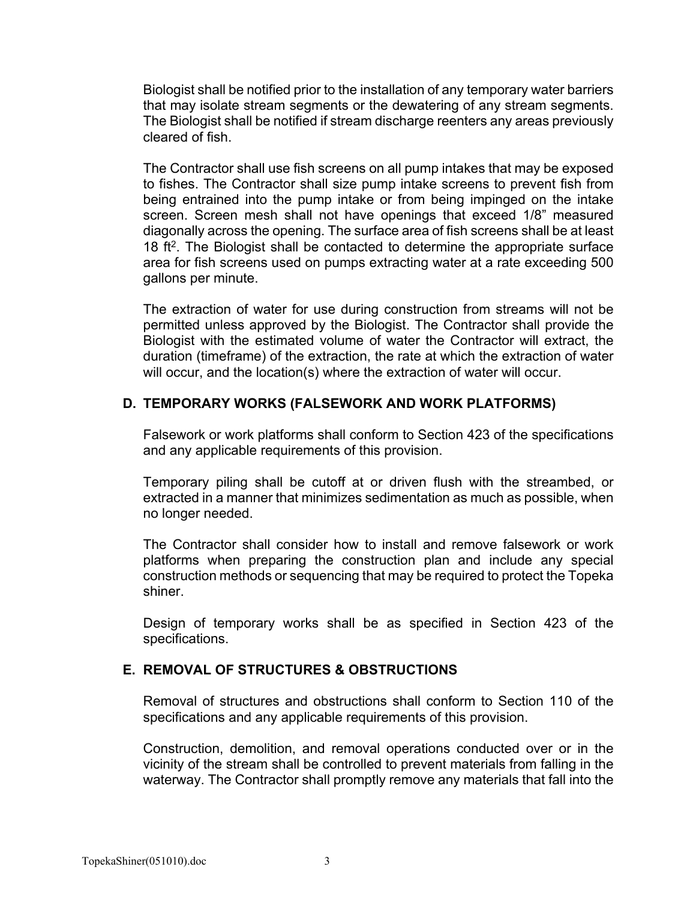Biologist shall be notified prior to the installation of any temporary water barriers that may isolate stream segments or the dewatering of any stream segments. The Biologist shall be notified if stream discharge reenters any areas previously cleared of fish.

The Contractor shall use fish screens on all pump intakes that may be exposed to fishes. The Contractor shall size pump intake screens to prevent fish from being entrained into the pump intake or from being impinged on the intake screen. Screen mesh shall not have openings that exceed 1/8" measured diagonally across the opening. The surface area of fish screens shall be at least 18 $ft^2$. The Biologist shall be contacted to determine the appropriate surface area for fish screens used on pumps extracting water at a rate exceeding 500 gallons per minute.

The extraction of water for use during construction from streams will not be permitted unless approved by the Biologist. The Contractor shall provide the Biologist with the estimated volume of water the Contractor will extract, the duration (timeframe) of the extraction, the rate at which the extraction of water will occur, and the location(s) where the extraction of water will occur.

## D. TEMPORARY WORKS (FALSEWORK AND WORK PLATFORMS)

Falsework or work platforms shall conform to Section 423 of the specifications and any applicable requirements of this provision.

Temporary piling shall be cutoff at or driven flush with the streambed, or extracted in a manner that minimizes sedimentation as much as possible, when no longer needed.

The Contractor shall consider how to install and remove falsework or work platforms when preparing the construction plan and include any special construction methods or sequencing that may be required to protect the Topeka shiner.

Design of temporary works shall be as specified in Section 423 of the specifications.

## E. REMOVAL OF STRUCTURES & OBSTRUCTIONS

Removal of structures and obstructions shall conform to Section 110 of the specifications and any applicable requirements of this provision.

Construction, demolition, and removal operations conducted over or in the vicinity of the stream shall be controlled to prevent materials from falling in the waterway. The Contractor shall promptly remove any materials that fall into the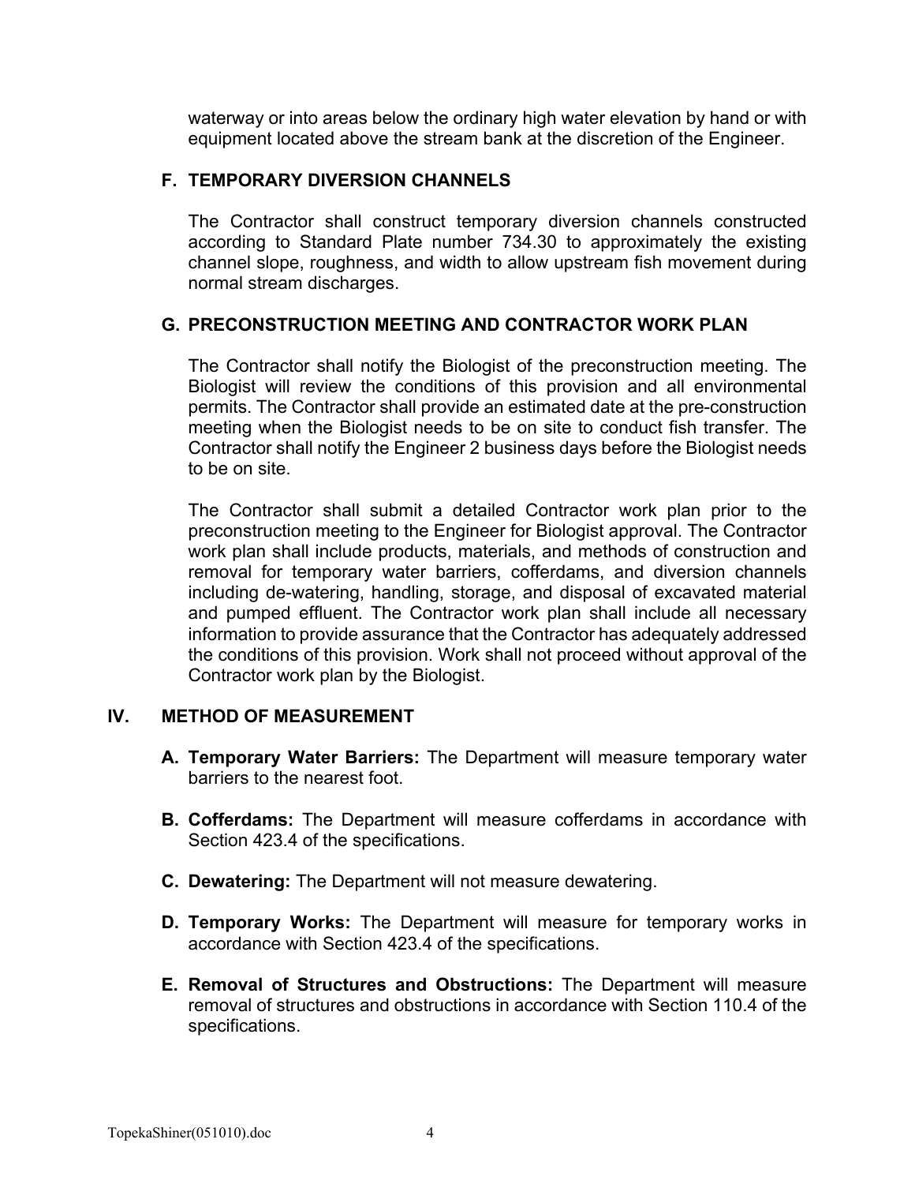waterway or into areas below the ordinary high water elevation by hand or with equipment located above the stream bank at the discretion of the Engineer.

### F. TEMPORARY DIVERSION CHANNELS

The Contractor shall construct temporary diversion channels constructed according to Standard Plate number 734.30 to approximately the existing channel slope, roughness, and width to allow upstream fish movement during normal stream discharges.

### G. PRECONSTRUCTION MEETING AND CONTRACTOR WORK PLAN

The Contractor shall notify the Biologist of the preconstruction meeting. The Biologist will review the conditions of this provision and all environmental permits. The Contractor shall provide an estimated date at the pre-construction meeting when the Biologist needs to be on site to conduct fish transfer. The Contractor shall notify the Engineer 2 business days before the Biologist needs to be on site.

The Contractor shall submit a detailed Contractor work plan prior to the preconstruction meeting to the Engineer for Biologist approval. The Contractor work plan shall include products, materials, and methods of construction and removal for temporary water barriers, cofferdams, and diversion channels including de-watering, handling, storage, and disposal of excavated material and pumped effluent. The Contractor work plan shall include all necessary information to provide assurance that the Contractor has adequately addressed the conditions of this provision. Work shall not proceed without approval of the Contractor work plan by the Biologist.

## IV. METHOD OF MEASUREMENT

**A. Temporary Water Barriers:** The Department will measure temporary water barriers to the nearest foot.

**B. Cofferdams:** The Department will measure cofferdams in accordance with Section 423.4 of the specifications.

**C. Dewatering:** The Department will not measure dewatering.

**D. Temporary Works:** The Department will measure for temporary works in accordance with Section 423.4 of the specifications.

**E. Removal of Structures and Obstructions:** The Department will measure removal of structures and obstructions in accordance with Section 110.4 of the specifications.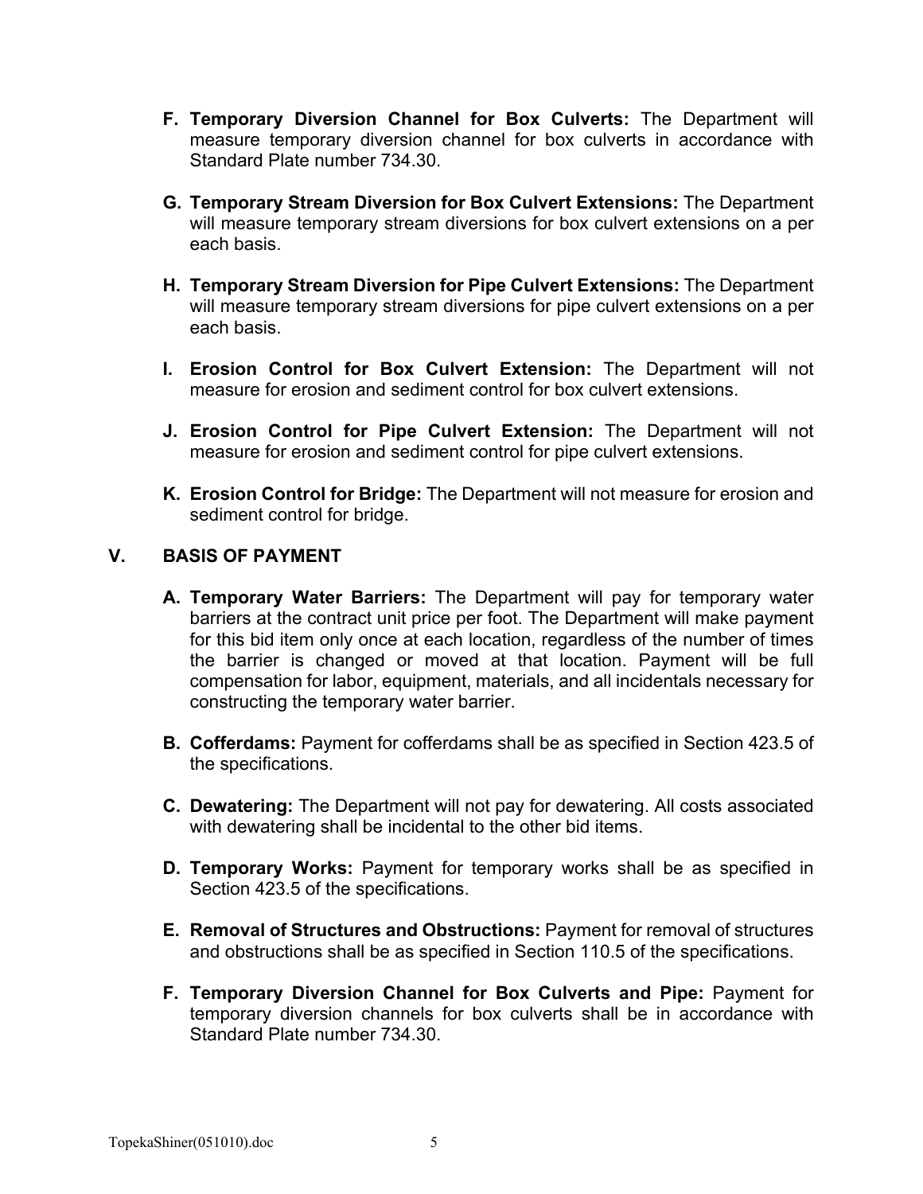F. **Temporary Diversion Channel for Box Culverts:** The Department will measure temporary diversion channel for box culverts in accordance with Standard Plate number 734.30.

G. **Temporary Stream Diversion for Box Culvert Extensions:** The Department will measure temporary stream diversions for box culvert extensions on a per each basis.

H. **Temporary Stream Diversion for Pipe Culvert Extensions:** The Department will measure temporary stream diversions for pipe culvert extensions on a per each basis.

I. **Erosion Control for Box Culvert Extension:** The Department will not measure for erosion and sediment control for box culvert extensions.

J. **Erosion Control for Pipe Culvert Extension:** The Department will not measure for erosion and sediment control for pipe culvert extensions.

K. **Erosion Control for Bridge:** The Department will not measure for erosion and sediment control for bridge.

## V. BASIS OF PAYMENT

A. **Temporary Water Barriers:** The Department will pay for temporary water barriers at the contract unit price per foot. The Department will make payment for this bid item only once at each location, regardless of the number of times the barrier is changed or moved at that location. Payment will be full compensation for labor, equipment, materials, and all incidentals necessary for constructing the temporary water barrier.

B. **Cofferdams:** Payment for cofferdams shall be as specified in Section 423.5 of the specifications.

C. **Dewatering:** The Department will not pay for dewatering. All costs associated with dewatering shall be incidental to the other bid items.

D. **Temporary Works:** Payment for temporary works shall be as specified in Section 423.5 of the specifications.

E. **Removal of Structures and Obstructions:** Payment for removal of structures and obstructions shall be as specified in Section 110.5 of the specifications.

F. **Temporary Diversion Channel for Box Culverts and Pipe:** Payment for temporary diversion channels for box culverts shall be in accordance with Standard Plate number 734.30.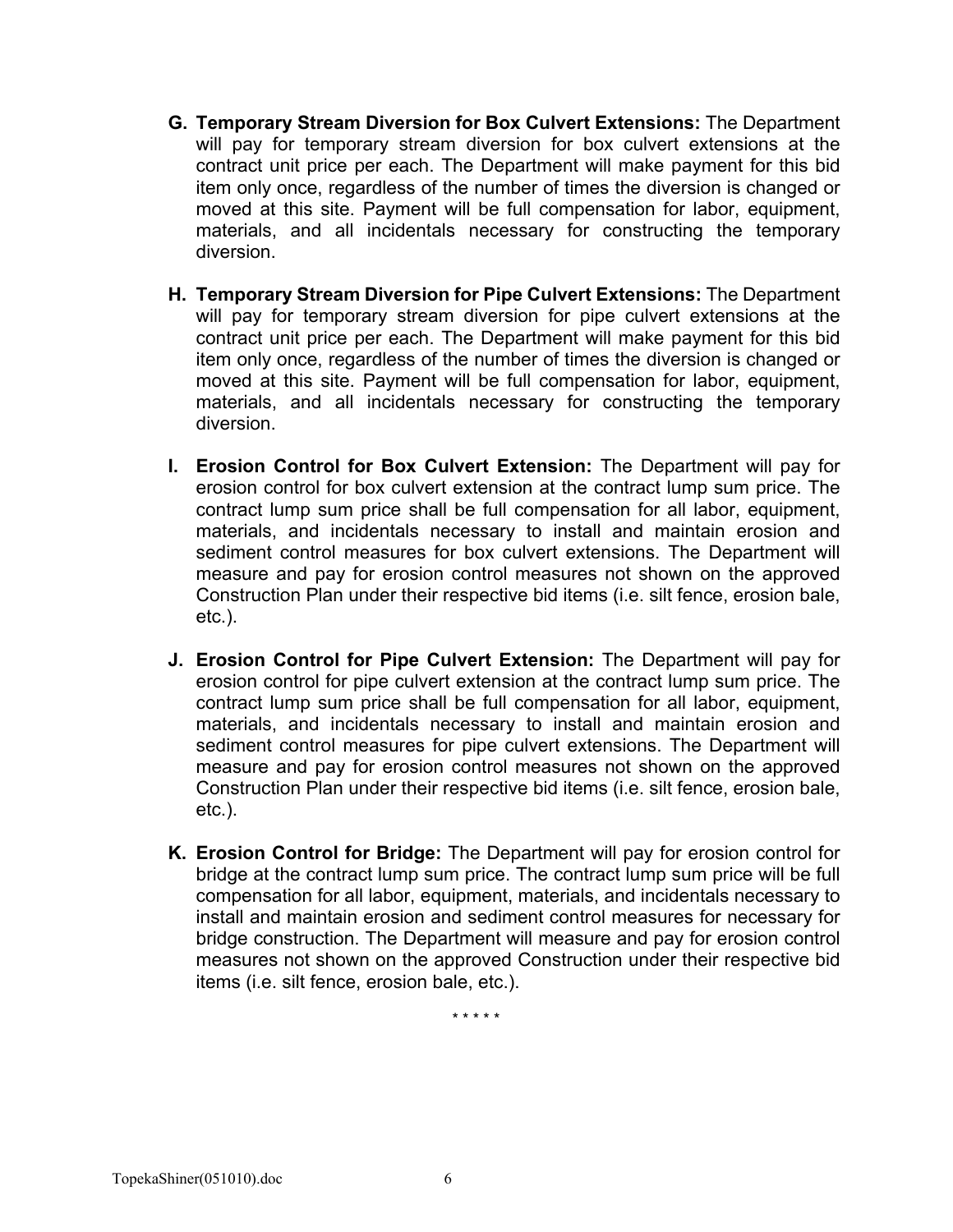G. **Temporary Stream Diversion for Box Culvert Extensions:** The Department will pay for temporary stream diversion for box culvert extensions at the contract unit price per each. The Department will make payment for this bid item only once, regardless of the number of times the diversion is changed or moved at this site. Payment will be full compensation for labor, equipment, materials, and all incidentals necessary for constructing the temporary diversion.

H. **Temporary Stream Diversion for Pipe Culvert Extensions:** The Department will pay for temporary stream diversion for pipe culvert extensions at the contract unit price per each. The Department will make payment for this bid item only once, regardless of the number of times the diversion is changed or moved at this site. Payment will be full compensation for labor, equipment, materials, and all incidentals necessary for constructing the temporary diversion.

I. **Erosion Control for Box Culvert Extension:** The Department will pay for erosion control for box culvert extension at the contract lump sum price. The contract lump sum price shall be full compensation for all labor, equipment, materials, and incidentals necessary to install and maintain erosion and sediment control measures for box culvert extensions. The Department will measure and pay for erosion control measures not shown on the approved Construction Plan under their respective bid items (i.e. silt fence, erosion bale, etc.).

J. **Erosion Control for Pipe Culvert Extension:** The Department will pay for erosion control for pipe culvert extension at the contract lump sum price. The contract lump sum price shall be full compensation for all labor, equipment, materials, and incidentals necessary to install and maintain erosion and sediment control measures for pipe culvert extensions. The Department will measure and pay for erosion control measures not shown on the approved Construction Plan under their respective bid items (i.e. silt fence, erosion bale, etc.).

K. **Erosion Control for Bridge:** The Department will pay for erosion control for bridge at the contract lump sum price. The contract lump sum price will be full compensation for all labor, equipment, materials, and incidentals necessary to install and maintain erosion and sediment control measures for necessary for bridge construction. The Department will measure and pay for erosion control measures not shown on the approved Construction under their respective bid items (i.e. silt fence, erosion bale, etc.).

\* \* \* \* \*